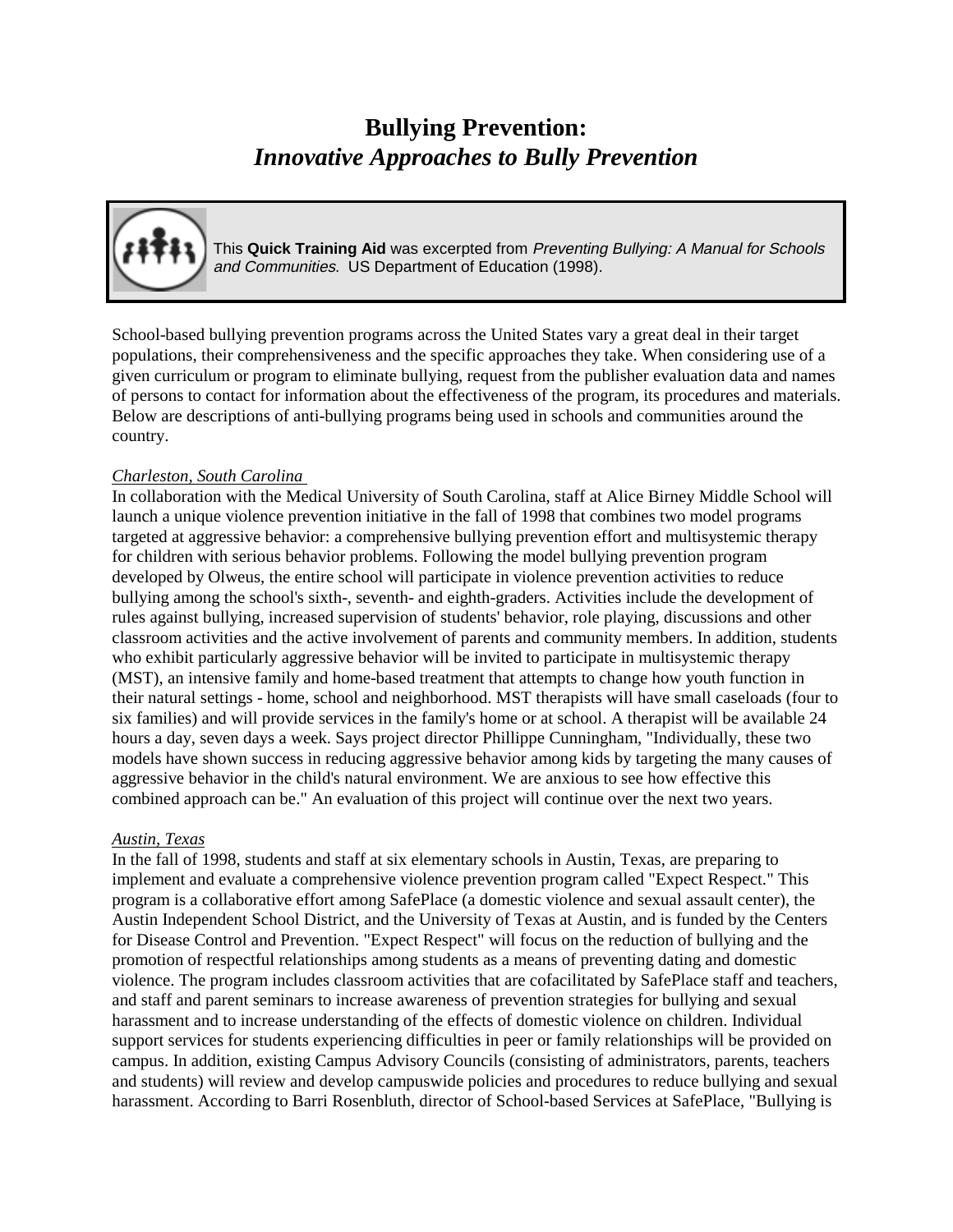# Bullying Prevention:
## *Innovative Approaches to Bully Prevention*

This **Quick Training Aid** was excerpted from *Preventing Bullying: A Manual for Schools and Communities*. US Department of Education (1998).

School-based bullying prevention programs across the United States vary a great deal in their target populations, their comprehensiveness and the specific approaches they take. When considering use of a given curriculum or program to eliminate bullying, request from the publisher evaluation data and names of persons to contact for information about the effectiveness of the program, its procedures and materials. Below are descriptions of anti-bullying programs being used in schools and communities around the country.

*Charleston, South Carolina*

In collaboration with the Medical University of South Carolina, staff at Alice Birney Middle School will launch a unique violence prevention initiative in the fall of 1998 that combines two model programs targeted at aggressive behavior: a comprehensive bullying prevention effort and multisystemic therapy for children with serious behavior problems. Following the model bullying prevention program developed by Olweus, the entire school will participate in violence prevention activities to reduce bullying among the school's sixth-, seventh- and eighth-graders. Activities include the development of rules against bullying, increased supervision of students' behavior, role playing, discussions and other classroom activities and the active involvement of parents and community members. In addition, students who exhibit particularly aggressive behavior will be invited to participate in multisystemic therapy (MST), an intensive family and home-based treatment that attempts to change how youth function in their natural settings - home, school and neighborhood. MST therapists will have small caseloads (four to six families) and will provide services in the family's home or at school. A therapist will be available 24 hours a day, seven days a week. Says project director Phillippe Cunningham, "Individually, these two models have shown success in reducing aggressive behavior among kids by targeting the many causes of aggressive behavior in the child's natural environment. We are anxious to see how effective this combined approach can be." An evaluation of this project will continue over the next two years.

*Austin, Texas*

In the fall of 1998, students and staff at six elementary schools in Austin, Texas, are preparing to implement and evaluate a comprehensive violence prevention program called "Expect Respect." This program is a collaborative effort among SafePlace (a domestic violence and sexual assault center), the Austin Independent School District, and the University of Texas at Austin, and is funded by the Centers for Disease Control and Prevention. "Expect Respect" will focus on the reduction of bullying and the promotion of respectful relationships among students as a means of preventing dating and domestic violence. The program includes classroom activities that are cofacilitated by SafePlace staff and teachers, and staff and parent seminars to increase awareness of prevention strategies for bullying and sexual harassment and to increase understanding of the effects of domestic violence on children. Individual support services for students experiencing difficulties in peer or family relationships will be provided on campus. In addition, existing Campus Advisory Councils (consisting of administrators, parents, teachers and students) will review and develop campuswide policies and procedures to reduce bullying and sexual harassment. According to Barri Rosenbluth, director of School-based Services at SafePlace, "Bullying is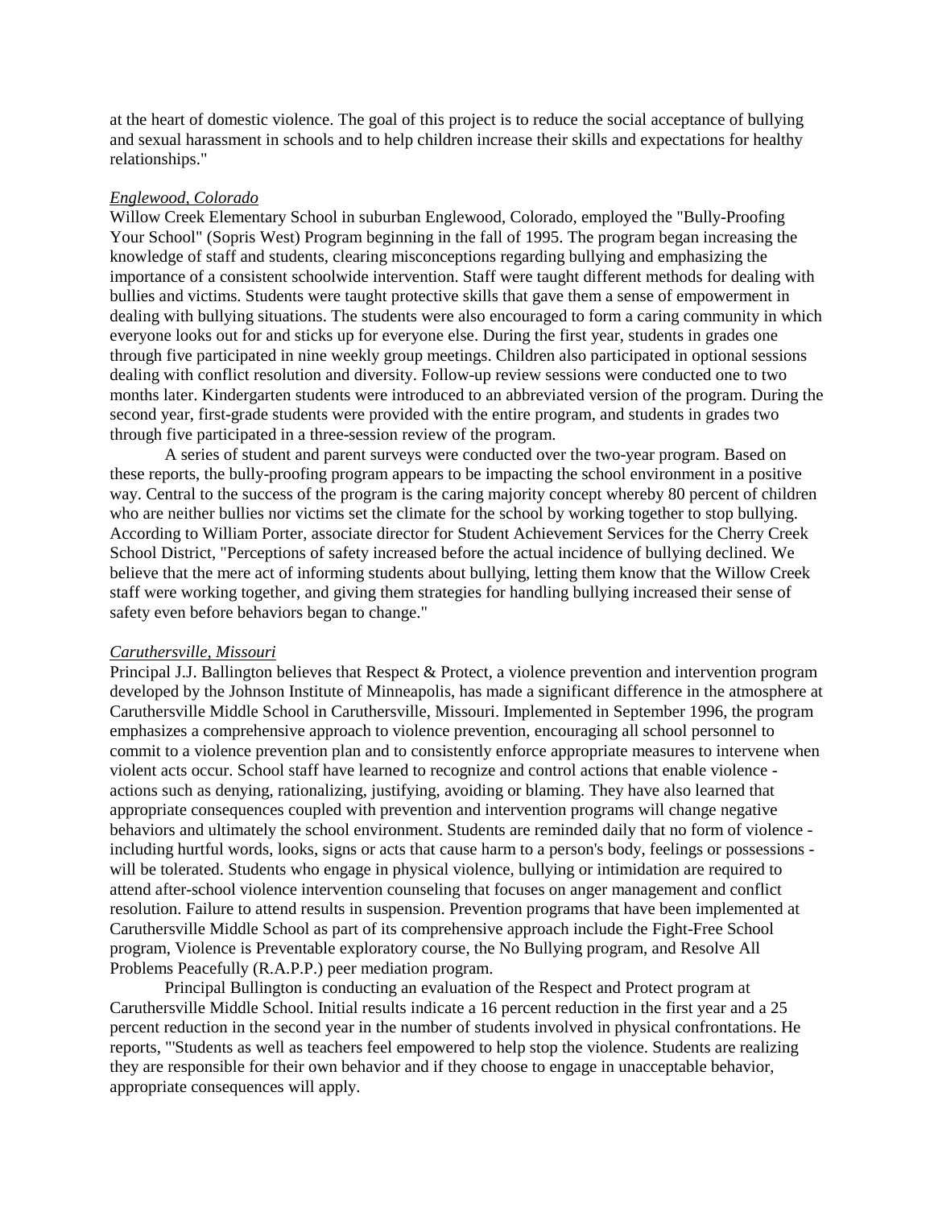at the heart of domestic violence. The goal of this project is to reduce the social acceptance of bullying and sexual harassment in schools and to help children increase their skills and expectations for healthy relationships."

*Englewood, Colorado*

Willow Creek Elementary School in suburban Englewood, Colorado, employed the "Bully-Proofing Your School" (Sopris West) Program beginning in the fall of 1995. The program began increasing the knowledge of staff and students, clearing misconceptions regarding bullying and emphasizing the importance of a consistent schoolwide intervention. Staff were taught different methods for dealing with bullies and victims. Students were taught protective skills that gave them a sense of empowerment in dealing with bullying situations. The students were also encouraged to form a caring community in which everyone looks out for and sticks up for everyone else. During the first year, students in grades one through five participated in nine weekly group meetings. Children also participated in optional sessions dealing with conflict resolution and diversity. Follow-up review sessions were conducted one to two months later. Kindergarten students were introduced to an abbreviated version of the program. During the second year, first-grade students were provided with the entire program, and students in grades two through five participated in a three-session review of the program.

A series of student and parent surveys were conducted over the two-year program. Based on these reports, the bully-proofing program appears to be impacting the school environment in a positive way. Central to the success of the program is the caring majority concept whereby 80 percent of children who are neither bullies nor victims set the climate for the school by working together to stop bullying. According to William Porter, associate director for Student Achievement Services for the Cherry Creek School District, "Perceptions of safety increased before the actual incidence of bullying declined. We believe that the mere act of informing students about bullying, letting them know that the Willow Creek staff were working together, and giving them strategies for handling bullying increased their sense of safety even before behaviors began to change."

*Caruthersville, Missouri*

Principal J.J. Ballington believes that Respect & Protect, a violence prevention and intervention program developed by the Johnson Institute of Minneapolis, has made a significant difference in the atmosphere at Caruthersville Middle School in Caruthersville, Missouri. Implemented in September 1996, the program emphasizes a comprehensive approach to violence prevention, encouraging all school personnel to commit to a violence prevention plan and to consistently enforce appropriate measures to intervene when violent acts occur. School staff have learned to recognize and control actions that enable violence - actions such as denying, rationalizing, justifying, avoiding or blaming. They have also learned that appropriate consequences coupled with prevention and intervention programs will change negative behaviors and ultimately the school environment. Students are reminded daily that no form of violence - including hurtful words, looks, signs or acts that cause harm to a person's body, feelings or possessions - will be tolerated. Students who engage in physical violence, bullying or intimidation are required to attend after-school violence intervention counseling that focuses on anger management and conflict resolution. Failure to attend results in suspension. Prevention programs that have been implemented at Caruthersville Middle School as part of its comprehensive approach include the Fight-Free School program, Violence is Preventable exploratory course, the No Bullying program, and Resolve All Problems Peacefully (R.A.P.P.) peer mediation program.

Principal Bullington is conducting an evaluation of the Respect and Protect program at Caruthersville Middle School. Initial results indicate a 16 percent reduction in the first year and a 25 percent reduction in the second year in the number of students involved in physical confrontations. He reports, "'Students as well as teachers feel empowered to help stop the violence. Students are realizing they are responsible for their own behavior and if they choose to engage in unacceptable behavior, appropriate consequences will apply.